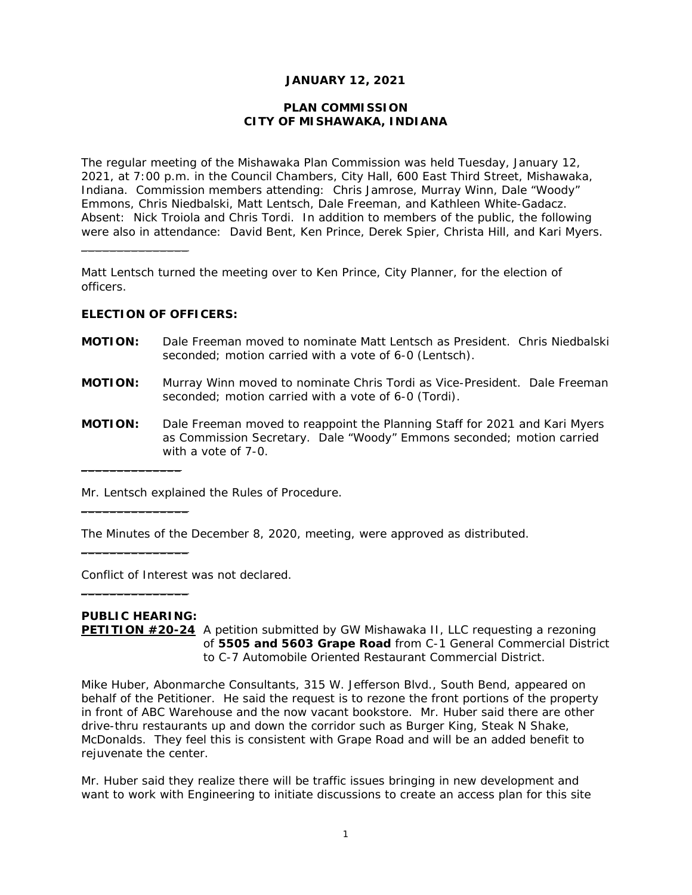**JANUARY 12, 2021**

**PLAN COMMISSION**
**CITY OF MISHAWAKA, INDIANA**

The regular meeting of the Mishawaka Plan Commission was held Tuesday, January 12, 2021, at 7:00 p.m. in the Council Chambers, City Hall, 600 East Third Street, Mishawaka, Indiana. Commission members attending: Chris Jamrose, Murray Winn, Dale "Woody" Emmons, Chris Niedbalski, Matt Lentsch, Dale Freeman, and Kathleen White-Gadacz. Absent: Nick Troiola and Chris Tordi. In addition to members of the public, the following were also in attendance: David Bent, Ken Prince, Derek Spier, Christa Hill, and Kari Myers.

---

Matt Lentsch turned the meeting over to Ken Prince, City Planner, for the election of officers.

**ELECTION OF OFFICERS:**

**MOTION:** Dale Freeman moved to nominate Matt Lentsch as President. Chris Niedbalski seconded; motion carried with a vote of 6-0 (Lentsch).

**MOTION:** Murray Winn moved to nominate Chris Tordi as Vice-President. Dale Freeman seconded; motion carried with a vote of 6-0 (Tordi).

**MOTION:** Dale Freeman moved to reappoint the Planning Staff for 2021 and Kari Myers as Commission Secretary. Dale "Woody" Emmons seconded; motion carried with a vote of 7-0.

---

Mr. Lentsch explained the Rules of Procedure.

---

The Minutes of the December 8, 2020, meeting, were approved as distributed.

---

Conflict of Interest was not declared.

---

**PUBLIC HEARING:**

**PETITION #20-24** A petition submitted by GW Mishawaka II, LLC requesting a rezoning of **5505 and 5603 Grape Road** from C-1 General Commercial District to C-7 Automobile Oriented Restaurant Commercial District.

Mike Huber, Abonmarche Consultants, 315 W. Jefferson Blvd., South Bend, appeared on behalf of the Petitioner. He said the request is to rezone the front portions of the property in front of ABC Warehouse and the now vacant bookstore. Mr. Huber said there are other drive-thru restaurants up and down the corridor such as Burger King, Steak N Shake, McDonalds. They feel this is consistent with Grape Road and will be an added benefit to rejuvenate the center.

Mr. Huber said they realize there will be traffic issues bringing in new development and want to work with Engineering to initiate discussions to create an access plan for this site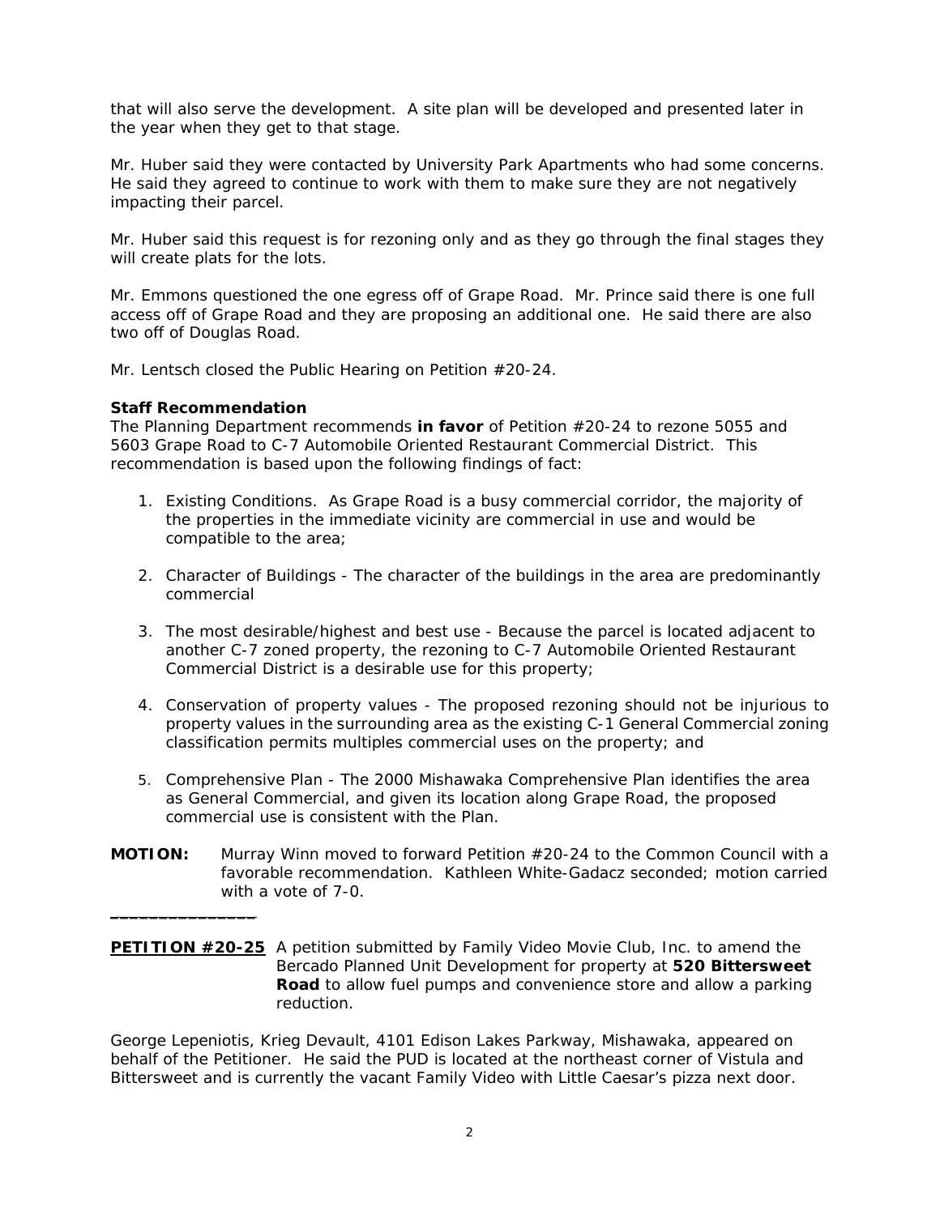that will also serve the development. A site plan will be developed and presented later in the year when they get to that stage.

Mr. Huber said they were contacted by University Park Apartments who had some concerns. He said they agreed to continue to work with them to make sure they are not negatively impacting their parcel.

Mr. Huber said this request is for rezoning only and as they go through the final stages they will create plats for the lots.

Mr. Emmons questioned the one egress off of Grape Road. Mr. Prince said there is one full access off of Grape Road and they are proposing an additional one. He said there are also two off of Douglas Road.

Mr. Lentsch closed the Public Hearing on Petition #20-24.

**Staff Recommendation**

The Planning Department recommends **in favor** of Petition #20-24 to rezone 5055 and 5603 Grape Road to C-7 Automobile Oriented Restaurant Commercial District. This recommendation is based upon the following findings of fact:

1. Existing Conditions. As Grape Road is a busy commercial corridor, the majority of the properties in the immediate vicinity are commercial in use and would be compatible to the area;

2. Character of Buildings - The character of the buildings in the area are predominantly commercial

3. The most desirable/highest and best use - Because the parcel is located adjacent to another C-7 zoned property, the rezoning to C-7 Automobile Oriented Restaurant Commercial District is a desirable use for this property;

4. Conservation of property values - The proposed rezoning should not be injurious to property values in the surrounding area as the existing C-1 General Commercial zoning classification permits multiples commercial uses on the property; and

5. Comprehensive Plan - The 2000 Mishawaka Comprehensive Plan identifies the area as General Commercial, and given its location along Grape Road, the proposed commercial use is consistent with the Plan.

**MOTION:** Murray Winn moved to forward Petition #20-24 to the Common Council with a favorable recommendation. Kathleen White-Gadacz seconded; motion carried with a vote of 7-0.

---

**PETITION #20-25** A petition submitted by Family Video Movie Club, Inc. to amend the Bercado Planned Unit Development for property at **520 Bittersweet Road** to allow fuel pumps and convenience store and allow a parking reduction.

George Lepeniotis, Krieg Devault, 4101 Edison Lakes Parkway, Mishawaka, appeared on behalf of the Petitioner. He said the PUD is located at the northeast corner of Vistula and Bittersweet and is currently the vacant Family Video with Little Caesar's pizza next door.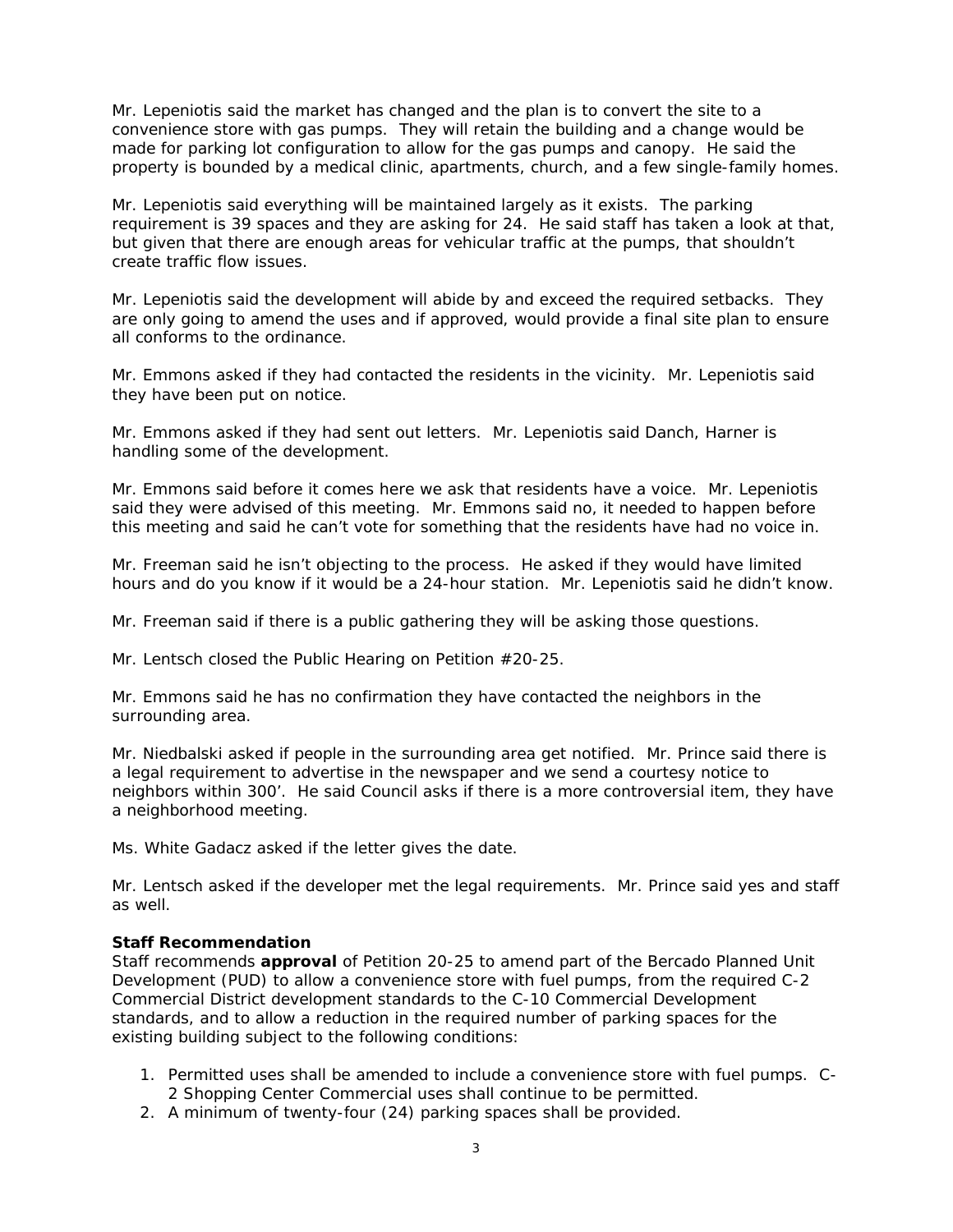Mr. Lepeniotis said the market has changed and the plan is to convert the site to a convenience store with gas pumps. They will retain the building and a change would be made for parking lot configuration to allow for the gas pumps and canopy. He said the property is bounded by a medical clinic, apartments, church, and a few single-family homes.

Mr. Lepeniotis said everything will be maintained largely as it exists. The parking requirement is 39 spaces and they are asking for 24. He said staff has taken a look at that, but given that there are enough areas for vehicular traffic at the pumps, that shouldn't create traffic flow issues.

Mr. Lepeniotis said the development will abide by and exceed the required setbacks. They are only going to amend the uses and if approved, would provide a final site plan to ensure all conforms to the ordinance.

Mr. Emmons asked if they had contacted the residents in the vicinity. Mr. Lepeniotis said they have been put on notice.

Mr. Emmons asked if they had sent out letters. Mr. Lepeniotis said Danch, Harner is handling some of the development.

Mr. Emmons said before it comes here we ask that residents have a voice. Mr. Lepeniotis said they were advised of this meeting. Mr. Emmons said no, it needed to happen before this meeting and said he can't vote for something that the residents have had no voice in.

Mr. Freeman said he isn't objecting to the process. He asked if they would have limited hours and do you know if it would be a 24-hour station. Mr. Lepeniotis said he didn't know.

Mr. Freeman said if there is a public gathering they will be asking those questions.

Mr. Lentsch closed the Public Hearing on Petition #20-25.

Mr. Emmons said he has no confirmation they have contacted the neighbors in the surrounding area.

Mr. Niedbalski asked if people in the surrounding area get notified. Mr. Prince said there is a legal requirement to advertise in the newspaper and we send a courtesy notice to neighbors within 300'. He said Council asks if there is a more controversial item, they have a neighborhood meeting.

Ms. White Gadacz asked if the letter gives the date.

Mr. Lentsch asked if the developer met the legal requirements. Mr. Prince said yes and staff as well.

**Staff Recommendation**
Staff recommends **approval** of Petition 20-25 to amend part of the Bercado Planned Unit Development (PUD) to allow a convenience store with fuel pumps, from the required C-2 Commercial District development standards to the C-10 Commercial Development standards, and to allow a reduction in the required number of parking spaces for the existing building subject to the following conditions:

1. Permitted uses shall be amended to include a convenience store with fuel pumps. C-2 Shopping Center Commercial uses shall continue to be permitted.
2. A minimum of twenty-four (24) parking spaces shall be provided.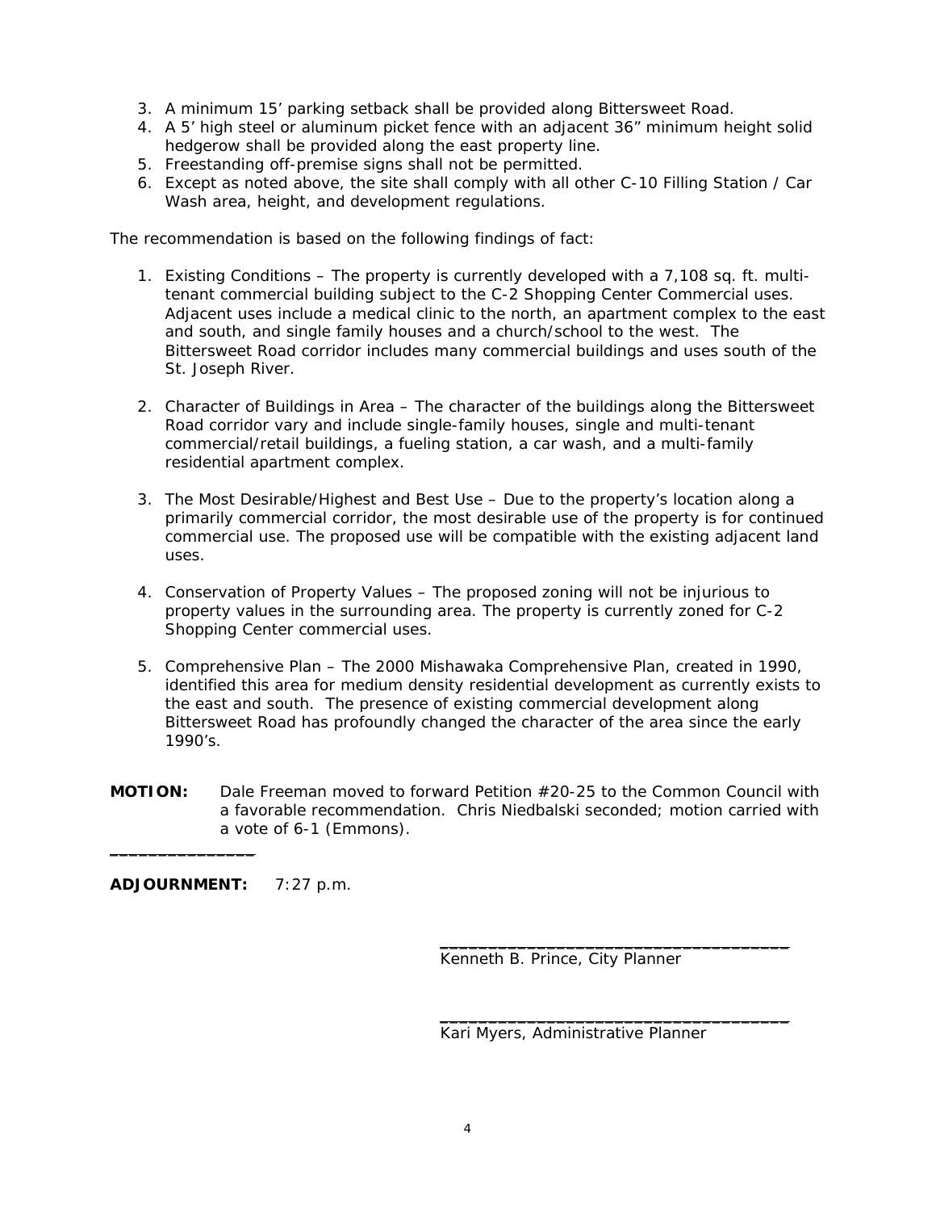3. A minimum 15' parking setback shall be provided along Bittersweet Road.
4. A 5' high steel or aluminum picket fence with an adjacent 36" minimum height solid hedgerow shall be provided along the east property line.
5. Freestanding off-premise signs shall not be permitted.
6. Except as noted above, the site shall comply with all other C-10 Filling Station / Car Wash area, height, and development regulations.

The recommendation is based on the following findings of fact:

1. Existing Conditions – The property is currently developed with a 7,108 sq. ft. multi-tenant commercial building subject to the C-2 Shopping Center Commercial uses. Adjacent uses include a medical clinic to the north, an apartment complex to the east and south, and single family houses and a church/school to the west. The Bittersweet Road corridor includes many commercial buildings and uses south of the St. Joseph River.

2. Character of Buildings in Area – The character of the buildings along the Bittersweet Road corridor vary and include single-family houses, single and multi-tenant commercial/retail buildings, a fueling station, a car wash, and a multi-family residential apartment complex.

3. The Most Desirable/Highest and Best Use – Due to the property's location along a primarily commercial corridor, the most desirable use of the property is for continued commercial use. The proposed use will be compatible with the existing adjacent land uses.

4. Conservation of Property Values – The proposed zoning will not be injurious to property values in the surrounding area. The property is currently zoned for C-2 Shopping Center commercial uses.

5. Comprehensive Plan – The 2000 Mishawaka Comprehensive Plan, created in 1990, identified this area for medium density residential development as currently exists to the east and south. The presence of existing commercial development along Bittersweet Road has profoundly changed the character of the area since the early 1990's.

**MOTION:** Dale Freeman moved to forward Petition #20-25 to the Common Council with a favorable recommendation. Chris Niedbalski seconded; motion carried with a vote of 6-1 (Emmons).

---

**ADJOURNMENT:** 7:27 p.m.

_____________________________________
Kenneth B. Prince, City Planner

_____________________________________
Kari Myers, Administrative Planner